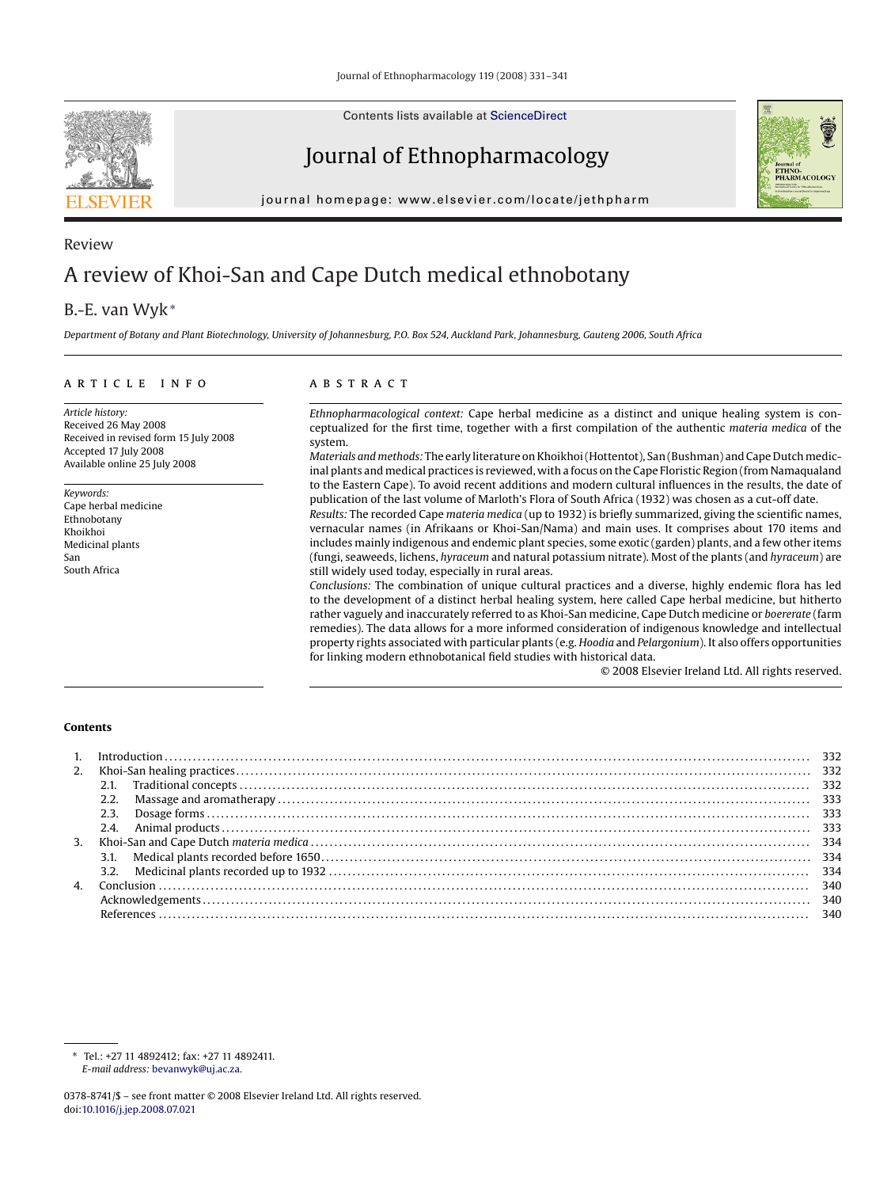Review

# A review of Khoi-San and Cape Dutch medical ethnobotany

B.-E. van Wyk*

*Department of Botany and Plant Biotechnology, University of Johannesburg, P.O. Box 524, Auckland Park, Johannesburg, Gauteng 2006, South Africa*

## ARTICLE INFO

*Article history:*
Received 26 May 2008
Received in revised form 15 July 2008
Accepted 17 July 2008
Available online 25 July 2008

*Keywords:*
Cape herbal medicine
Ethnobotany
Khoikhoi
Medicinal plants
San
South Africa

## ABSTRACT

*Ethnopharmacological context:* Cape herbal medicine as a distinct and unique healing system is conceptualized for the first time, together with a first compilation of the authentic *materia medica* of the system.

*Materials and methods:* The early literature on Khoikhoi (Hottentot), San (Bushman) and Cape Dutch medicinal plants and medical practices is reviewed, with a focus on the Cape Floristic Region (from Namaqualand to the Eastern Cape). To avoid recent additions and modern cultural influences in the results, the date of publication of the last volume of Marloth's Flora of South Africa (1932) was chosen as a cut-off date.

*Results:* The recorded Cape *materia medica* (up to 1932) is briefly summarized, giving the scientific names, vernacular names (in Afrikaans or Khoi-San/Nama) and main uses. It comprises about 170 items and includes mainly indigenous and endemic plant species, some exotic (garden) plants, and a few other items (fungi, seaweeds, lichens, *hyraceum* and natural potassium nitrate). Most of the plants (and *hyraceum*) are still widely used today, especially in rural areas.

*Conclusions:* The combination of unique cultural practices and a diverse, highly endemic flora has led to the development of a distinct herbal healing system, here called Cape herbal medicine, but hitherto rather vaguely and inaccurately referred to as Khoi-San medicine, Cape Dutch medicine or *boererate* (farm remedies). The data allows for a more informed consideration of indigenous knowledge and intellectual property rights associated with particular plants (e.g. *Hoodia* and *Pelargonium*). It also offers opportunities for linking modern ethnobotanical field studies with historical data.

© 2008 Elsevier Ireland Ltd. All rights reserved.

## Contents

1. Introduction ... 332
2. Khoi-San healing practices ... 332
   - 2.1. Traditional concepts ... 332
   - 2.2. Massage and aromatherapy ... 333
   - 2.3. Dosage forms ... 333
   - 2.4. Animal products ... 333
3. Khoi-San and Cape Dutch *materia medica* ... 334
   - 3.1. Medical plants recorded before 1650 ... 334
   - 3.2. Medicinal plants recorded up to 1932 ... 334
4. Conclusion ... 340

Acknowledgements ... 340

References ... 340

---

* Tel.: +27 11 4892412; fax: +27 11 4892411.
*E-mail address:* bevanwyk@uj.ac.za.

0378-8741/$ – see front matter © 2008 Elsevier Ireland Ltd. All rights reserved.
doi:10.1016/j.jep.2008.07.021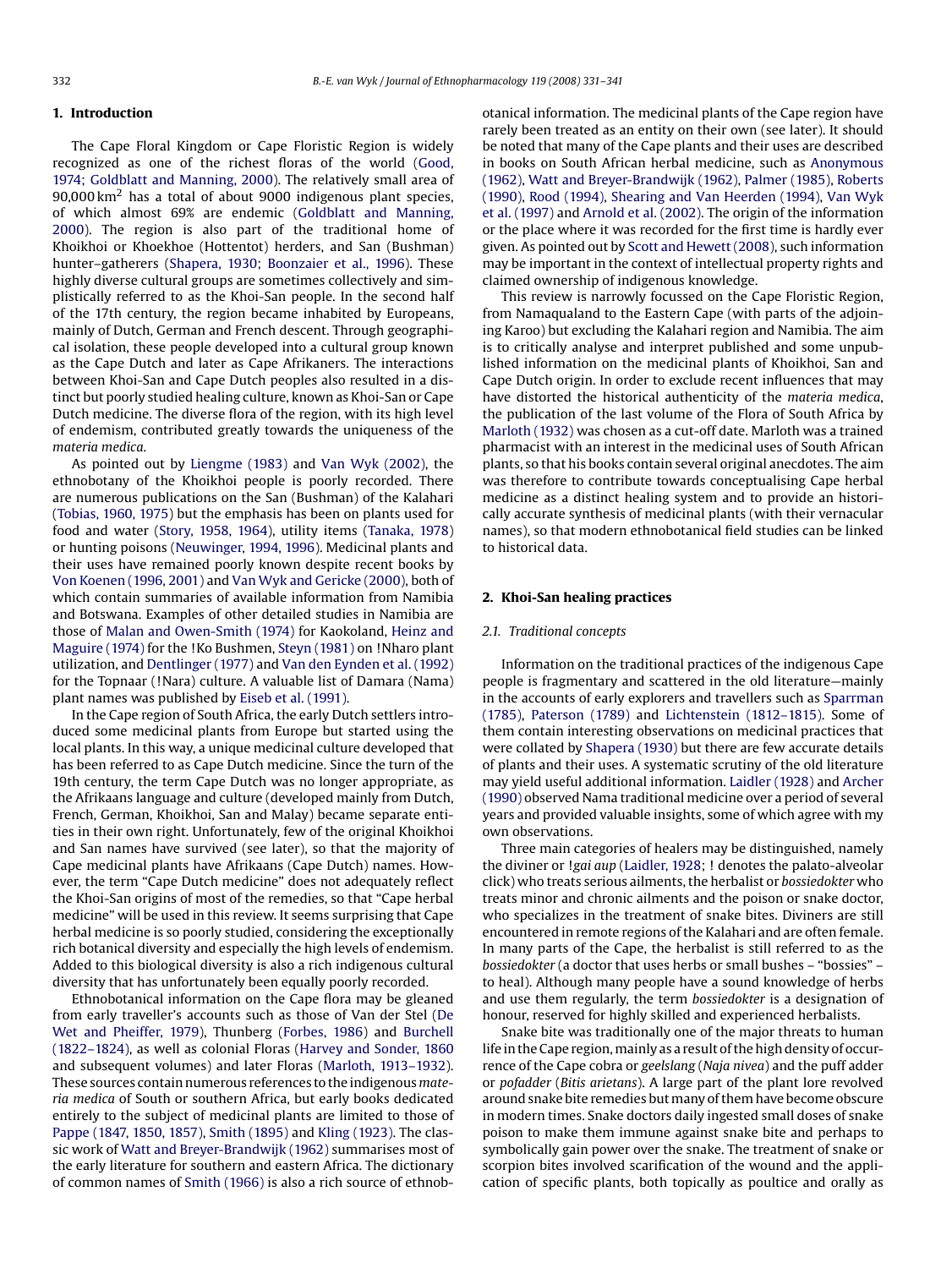## 1. Introduction

The Cape Floral Kingdom or Cape Floristic Region is widely recognized as one of the richest floras of the world (Good, 1974; Goldblatt and Manning, 2000). The relatively small area of 90,000 km$^2$ has a total of about 9000 indigenous plant species, of which almost 69% are endemic (Goldblatt and Manning, 2000). The region is also part of the traditional home of Khoikhoi or Khoekhoe (Hottentot) herders, and San (Bushman) hunter–gatherers (Shapera, 1930; Boonzaier et al., 1996). These highly diverse cultural groups are sometimes collectively and simplistically referred to as the Khoi-San people. In the second half of the 17th century, the region became inhabited by Europeans, mainly of Dutch, German and French descent. Through geographical isolation, these people developed into a cultural group known as the Cape Dutch and later as Cape Afrikaners. The interactions between Khoi-San and Cape Dutch peoples also resulted in a distinct but poorly studied healing culture, known as Khoi-San or Cape Dutch medicine. The diverse flora of the region, with its high level of endemism, contributed greatly towards the uniqueness of the *materia medica*.

As pointed out by Liengme (1983) and Van Wyk (2002), the ethnobotany of the Khoikhoi people is poorly recorded. There are numerous publications on the San (Bushman) of the Kalahari (Tobias, 1960, 1975) but the emphasis has been on plants used for food and water (Story, 1958, 1964), utility items (Tanaka, 1978) or hunting poisons (Neuwinger, 1994, 1996). Medicinal plants and their uses have remained poorly known despite recent books by Von Koenen (1996, 2001) and Van Wyk and Gericke (2000), both of which contain summaries of available information from Namibia and Botswana. Examples of other detailed studies in Namibia are those of Malan and Owen-Smith (1974) for Kaokoland, Heinz and Maguire (1974) for the !Ko Bushmen, Steyn (1981) on !Nharo plant utilization, and Dentlinger (1977) and Van den Eynden et al. (1992) for the Topnaar (!Nara) culture. A valuable list of Damara (Nama) plant names was published by Eiseb et al. (1991).

In the Cape region of South Africa, the early Dutch settlers introduced some medicinal plants from Europe but started using the local plants. In this way, a unique medicinal culture developed that has been referred to as Cape Dutch medicine. Since the turn of the 19th century, the term Cape Dutch was no longer appropriate, as the Afrikaans language and culture (developed mainly from Dutch, French, German, Khoikhoi, San and Malay) became separate entities in their own right. Unfortunately, few of the original Khoikhoi and San names have survived (see later), so that the majority of Cape medicinal plants have Afrikaans (Cape Dutch) names. However, the term "Cape Dutch medicine" does not adequately reflect the Khoi-San origins of most of the remedies, so that "Cape herbal medicine" will be used in this review. It seems surprising that Cape herbal medicine is so poorly studied, considering the exceptionally rich botanical diversity and especially the high levels of endemism. Added to this biological diversity is also a rich indigenous cultural diversity that has unfortunately been equally poorly recorded.

Ethnobotanical information on the Cape flora may be gleaned from early traveller's accounts such as those of Van der Stel (De Wet and Pheiffer, 1979), Thunberg (Forbes, 1986) and Burchell (1822–1824), as well as colonial Floras (Harvey and Sonder, 1860 and subsequent volumes) and later Floras (Marloth, 1913–1932). These sources contain numerous references to the indigenous *materia medica* of South or southern Africa, but early books dedicated entirely to the subject of medicinal plants are limited to those of Pappe (1847, 1850, 1857), Smith (1895) and Kling (1923). The classic work of Watt and Breyer-Brandwijk (1962) summarises most of the early literature for southern and eastern Africa. The dictionary of common names of Smith (1966) is also a rich source of ethnobotanical information. The medicinal plants of the Cape region have rarely been treated as an entity on their own (see later). It should be noted that many of the Cape plants and their uses are described in books on South African herbal medicine, such as Anonymous (1962), Watt and Breyer-Brandwijk (1962), Palmer (1985), Roberts (1990), Rood (1994), Shearing and Van Heerden (1994), Van Wyk et al. (1997) and Arnold et al. (2002). The origin of the information or the place where it was recorded for the first time is hardly ever given. As pointed out by Scott and Hewett (2008), such information may be important in the context of intellectual property rights and claimed ownership of indigenous knowledge.

This review is narrowly focussed on the Cape Floristic Region, from Namaqualand to the Eastern Cape (with parts of the adjoining Karoo) but excluding the Kalahari region and Namibia. The aim is to critically analyse and interpret published and some unpublished information on the medicinal plants of Khoikhoi, San and Cape Dutch origin. In order to exclude recent influences that may have distorted the historical authenticity of the *materia medica*, the publication of the last volume of the Flora of South Africa by Marloth (1932) was chosen as a cut-off date. Marloth was a trained pharmacist with an interest in the medicinal uses of South African plants, so that his books contain several original anecdotes. The aim was therefore to contribute towards conceptualising Cape herbal medicine as a distinct healing system and to provide an historically accurate synthesis of medicinal plants (with their vernacular names), so that modern ethnobotanical field studies can be linked to historical data.

## 2. Khoi-San healing practices

### 2.1. Traditional concepts

Information on the traditional practices of the indigenous Cape people is fragmentary and scattered in the old literature—mainly in the accounts of early explorers and travellers such as Sparrman (1785), Paterson (1789) and Lichtenstein (1812–1815). Some of them contain interesting observations on medicinal practices that were collated by Shapera (1930) but there are few accurate details of plants and their uses. A systematic scrutiny of the old literature may yield useful additional information. Laidler (1928) and Archer (1990) observed Nama traditional medicine over a period of several years and provided valuable insights, some of which agree with my own observations.

Three main categories of healers may be distinguished, namely the diviner or *!gai aup* (Laidler, 1928; ! denotes the palato-alveolar click) who treats serious ailments, the herbalist or *bossiedokter* who treats minor and chronic ailments and the poison or snake doctor, who specializes in the treatment of snake bites. Diviners are still encountered in remote regions of the Kalahari and are often female. In many parts of the Cape, the herbalist is still referred to as the *bossiedokter* (a doctor that uses herbs or small bushes – "bossies" – to heal). Although many people have a sound knowledge of herbs and use them regularly, the term *bossiedokter* is a designation of honour, reserved for highly skilled and experienced herbalists.

Snake bite was traditionally one of the major threats to human life in the Cape region, mainly as a result of the high density of occurrence of the Cape cobra or *geelslang* (*Naja nivea*) and the puff adder or *pofadder* (*Bitis arietans*). A large part of the plant lore revolved around snake bite remedies but many of them have become obscure in modern times. Snake doctors daily ingested small doses of snake poison to make them immune against snake bite and perhaps to symbolically gain power over the snake. The treatment of snake or scorpion bites involved scarification of the wound and the application of specific plants, both topically as poultice and orally as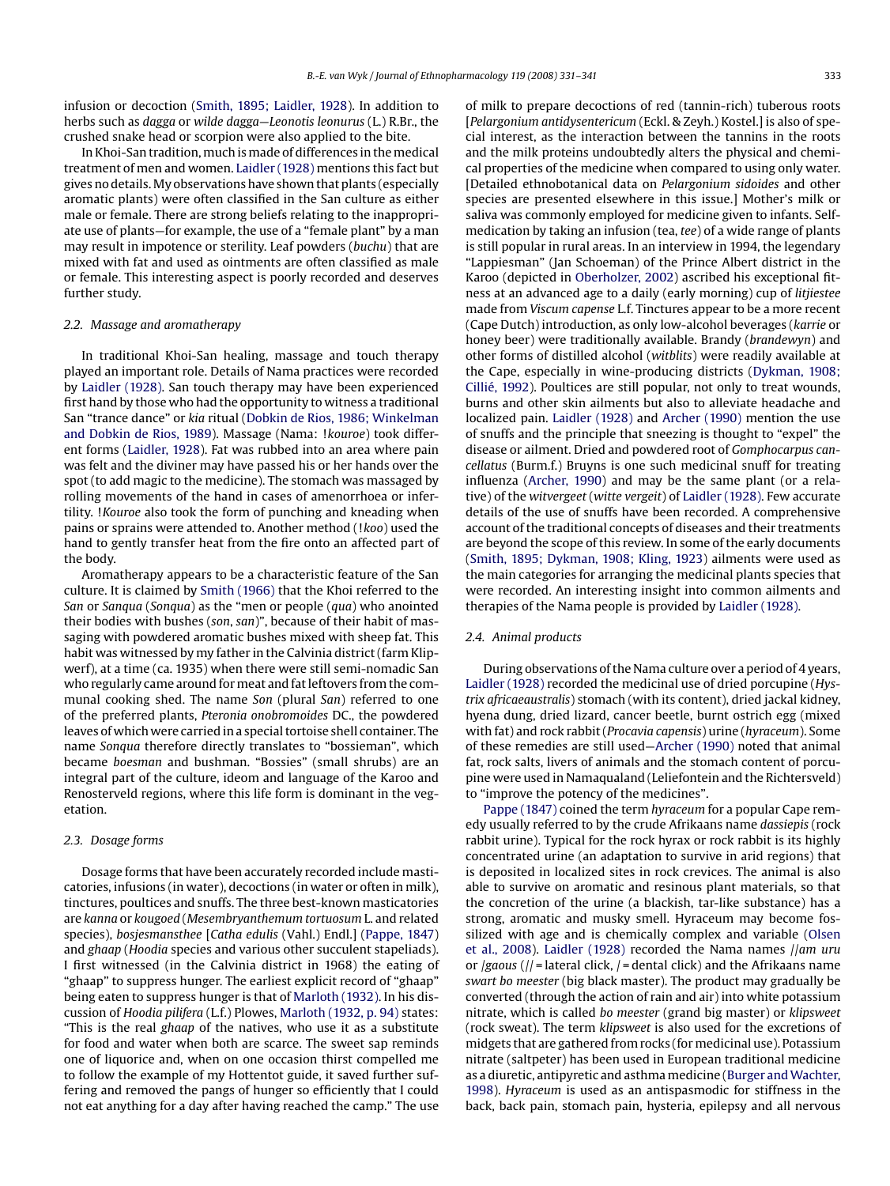infusion or decoction (Smith, 1895; Laidler, 1928). In addition to herbs such as *dagga* or *wilde dagga*—*Leonotis leonurus* (L.) R.Br., the crushed snake head or scorpion were also applied to the bite.

In Khoi-San tradition, much is made of differences in the medical treatment of men and women. Laidler (1928) mentions this fact but gives no details. My observations have shown that plants (especially aromatic plants) were often classified in the San culture as either male or female. There are strong beliefs relating to the inappropriate use of plants—for example, the use of a "female plant" by a man may result in impotence or sterility. Leaf powders (*buchu*) that are mixed with fat and used as ointments are often classified as male or female. This interesting aspect is poorly recorded and deserves further study.

### 2.2. Massage and aromatherapy

In traditional Khoi-San healing, massage and touch therapy played an important role. Details of Nama practices were recorded by Laidler (1928). San touch therapy may have been experienced first hand by those who had the opportunity to witness a traditional San "trance dance" or *kia* ritual (Dobkin de Rios, 1986; Winkelman and Dobkin de Rios, 1989). Massage (Nama: *!kouroe*) took different forms (Laidler, 1928). Fat was rubbed into an area where pain was felt and the diviner may have passed his or her hands over the spot (to add magic to the medicine). The stomach was massaged by rolling movements of the hand in cases of amenorrhoea or infertility. *!Kouroe* also took the form of punching and kneading when pains or sprains were attended to. Another method (*!koo*) used the hand to gently transfer heat from the fire onto an affected part of the body.

Aromatherapy appears to be a characteristic feature of the San culture. It is claimed by Smith (1966) that the Khoi referred to the *San* or *Sanqua* (*Sonqua*) as the "men or people (*qua*) who anointed their bodies with bushes (*son*, *san*)", because of their habit of massaging with powdered aromatic bushes mixed with sheep fat. This habit was witnessed by my father in the Calvinia district (farm Klipwerf), at a time (ca. 1935) when there were still semi-nomadic San who regularly came around for meat and fat leftovers from the communal cooking shed. The name *Son* (plural *San*) referred to one of the preferred plants, *Pteronia onobromoides* DC., the powdered leaves of which were carried in a special tortoise shell container. The name *Sonqua* therefore directly translates to "bossieman", which became *boesman* and bushman. "Bossies" (small shrubs) are an integral part of the culture, ideom and language of the Karoo and Renosterveld regions, where this life form is dominant in the vegetation.

### 2.3. Dosage forms

Dosage forms that have been accurately recorded include masticatories, infusions (in water), decoctions (in water or often in milk), tinctures, poultices and snuffs. The three best-known masticatories are *kanna* or *kougoed* (*Mesembryanthemum tortuosum* L. and related species), *bosjesmansthee* [*Catha edulis* (Vahl.) Endl.] (Pappe, 1847) and *ghaap* (*Hoodia* species and various other succulent stapeliads). I first witnessed (in the Calvinia district in 1968) the eating of "ghaap" to suppress hunger. The earliest explicit record of "ghaap" being eaten to suppress hunger is that of Marloth (1932). In his discussion of *Hoodia pilifera* (L.f.) Plowes, Marloth (1932, p. 94) states: "This is the real *ghaap* of the natives, who use it as a substitute for food and water when both are scarce. The sweet sap reminds one of liquorice and, when on one occasion thirst compelled me to follow the example of my Hottentot guide, it saved further suffering and removed the pangs of hunger so efficiently that I could not eat anything for a day after having reached the camp." The use of milk to prepare decoctions of red (tannin-rich) tuberous roots [*Pelargonium antidysentericum* (Eckl. & Zeyh.) Kostel.] is also of special interest, as the interaction between the tannins in the roots and the milk proteins undoubtedly alters the physical and chemical properties of the medicine when compared to using only water. [Detailed ethnobotanical data on *Pelargonium sidoides* and other species are presented elsewhere in this issue.] Mother's milk or saliva was commonly employed for medicine given to infants. Self-medication by taking an infusion (tea, *tee*) of a wide range of plants is still popular in rural areas. In an interview in 1994, the legendary "Lappiesman" (Jan Schoeman) of the Prince Albert district in the Karoo (depicted in Oberholzer, 2002) ascribed his exceptional fitness at an advanced age to a daily (early morning) cup of *litjiestee* made from *Viscum capense* L.f. Tinctures appear to be a more recent (Cape Dutch) introduction, as only low-alcohol beverages (*karrie* or honey beer) were traditionally available. Brandy (*brandewyn*) and other forms of distilled alcohol (*witblits*) were readily available at the Cape, especially in wine-producing districts (Dykman, 1908; Cillié, 1992). Poultices are still popular, not only to treat wounds, burns and other skin ailments but also to alleviate headache and localized pain. Laidler (1928) and Archer (1990) mention the use of snuffs and the principle that sneezing is thought to "expel" the disease or ailment. Dried and powdered root of *Gomphocarpus cancellatus* (Burm.f.) Bruyns is one such medicinal snuff for treating influenza (Archer, 1990) and may be the same plant (or a relative) of the *witvergeet* (*witte vergeit*) of Laidler (1928). Few accurate details of the use of snuffs have been recorded. A comprehensive account of the traditional concepts of diseases and their treatments are beyond the scope of this review. In some of the early documents (Smith, 1895; Dykman, 1908; Kling, 1923) ailments were used as the main categories for arranging the medicinal plants species that were recorded. An interesting insight into common ailments and therapies of the Nama people is provided by Laidler (1928).

### 2.4. Animal products

During observations of the Nama culture over a period of 4 years, Laidler (1928) recorded the medicinal use of dried porcupine (*Hystrix africaeaustralis*) stomach (with its content), dried jackal kidney, hyena dung, dried lizard, cancer beetle, burnt ostrich egg (mixed with fat) and rock rabbit (*Procavia capensis*) urine (*hyraceum*). Some of these remedies are still used—Archer (1990) noted that animal fat, rock salts, livers of animals and the stomach content of porcupine were used in Namaqualand (Leliefontein and the Richtersveld) to "improve the potency of the medicines".

Pappe (1847) coined the term *hyraceum* for a popular Cape remedy usually referred to by the crude Afrikaans name *dassiepis* (rock rabbit urine). Typical for the rock hyrax or rock rabbit is its highly concentrated urine (an adaptation to survive in arid regions) that is deposited in localized sites in rock crevices. The animal is also able to survive on aromatic and resinous plant materials, so that the concretion of the urine (a blackish, tar-like substance) has a strong, aromatic and musky smell. Hyraceum may become fossilized with age and is chemically complex and variable (Olsen et al., 2008). Laidler (1928) recorded the Nama names *//am uru* or */gaous* (// = lateral click, / = dental click) and the Afrikaans name *swart bo meester* (big black master). The product may gradually be converted (through the action of rain and air) into white potassium nitrate, which is called *bo meester* (grand big master) or *klipsweet* (rock sweat). The term *klipsweet* is also used for the excretions of midgets that are gathered from rocks (for medicinal use). Potassium nitrate (saltpeter) has been used in European traditional medicine as a diuretic, antipyretic and asthma medicine (Burger and Wachter, 1998). *Hyraceum* is used as an antispasmodic for stiffness in the back, back pain, stomach pain, hysteria, epilepsy and all nervous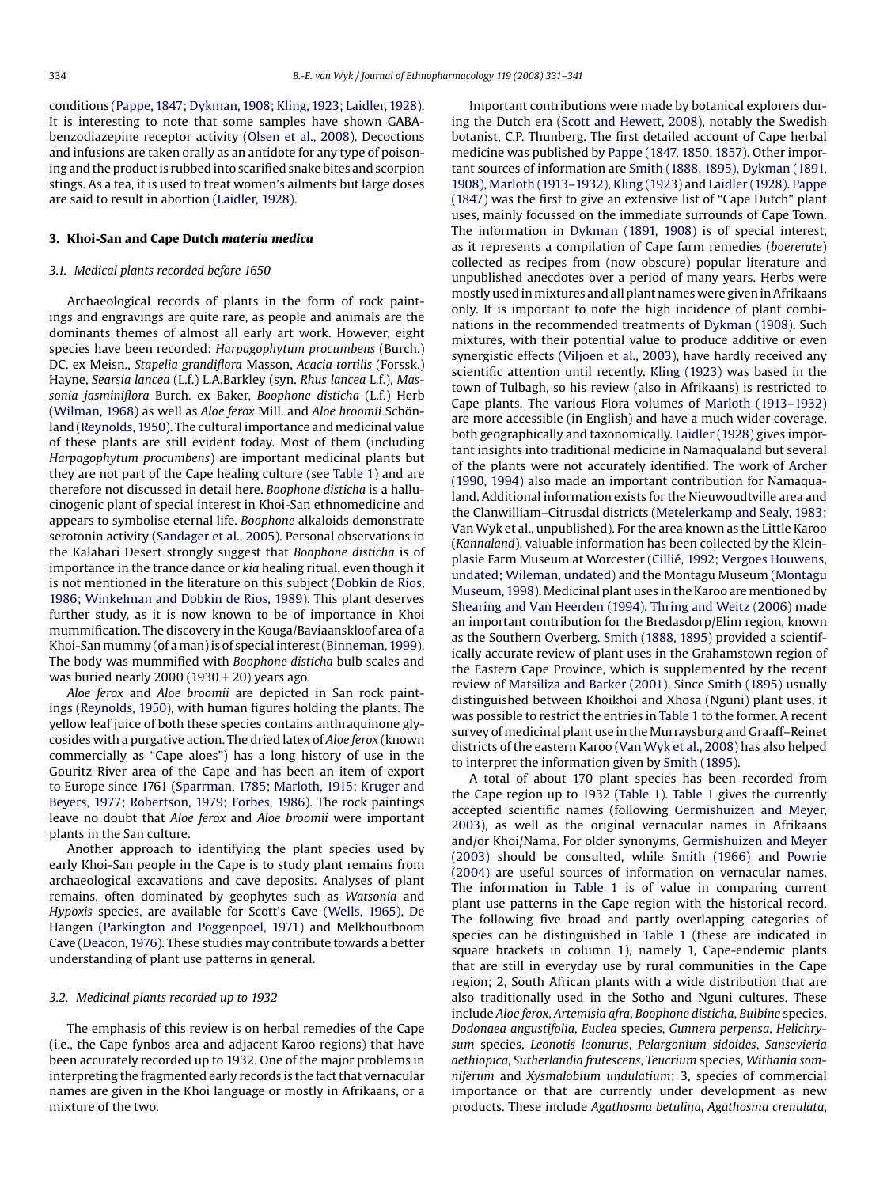conditions (Pappe, 1847; Dykman, 1908; Kling, 1923; Laidler, 1928). It is interesting to note that some samples have shown GABA-benzodiazepine receptor activity (Olsen et al., 2008). Decoctions and infusions are taken orally as an antidote for any type of poisoning and the product is rubbed into scarified snake bites and scorpion stings. As a tea, it is used to treat women's ailments but large doses are said to result in abortion (Laidler, 1928).

## 3. Khoi-San and Cape Dutch *materia medica*

### 3.1. Medical plants recorded before 1650

Archaeological records of plants in the form of rock paintings and engravings are quite rare, as people and animals are the dominants themes of almost all early art work. However, eight species have been recorded: *Harpagophytum procumbens* (Burch.) DC. ex Meisn., *Stapelia grandiflora* Masson, *Acacia tortilis* (Forssk.) Hayne, *Searsia lancea* (L.f.) L.A.Barkley (syn. *Rhus lancea* L.f.), *Massonia jasminiflora* Burch. ex Baker, *Boophone disticha* (L.f.) Herb (Wilman, 1968) as well as *Aloe ferox* Mill. and *Aloe broomii* Schönland (Reynolds, 1950). The cultural importance and medicinal value of these plants are still evident today. Most of them (including *Harpagophytum procumbens*) are important medicinal plants but they are not part of the Cape healing culture (see Table 1) and are therefore not discussed in detail here. *Boophone disticha* is a hallucinogenic plant of special interest in Khoi-San ethnomedicine and appears to symbolise eternal life. *Boophone* alkaloids demonstrate serotonin activity (Sandager et al., 2005). Personal observations in the Kalahari Desert strongly suggest that *Boophone disticha* is of importance in the trance dance or *kia* healing ritual, even though it is not mentioned in the literature on this subject (Dobkin de Rios, 1986; Winkelman and Dobkin de Rios, 1989). This plant deserves further study, as it is now known to be of importance in Khoi mummification. The discovery in the Kouga/Baviaanskloof area of a Khoi-San mummy (of a man) is of special interest (Binneman, 1999). The body was mummified with *Boophone disticha* bulb scales and was buried nearly 2000 (1930 ± 20) years ago.

*Aloe ferox* and *Aloe broomii* are depicted in San rock paintings (Reynolds, 1950), with human figures holding the plants. The yellow leaf juice of both these species contains anthraquinone glycosides with a purgative action. The dried latex of *Aloe ferox* (known commercially as "Cape aloes") has a long history of use in the Gouritz River area of the Cape and has been an item of export to Europe since 1761 (Sparrman, 1785; Marloth, 1915; Kruger and Beyers, 1977; Robertson, 1979; Forbes, 1986). The rock paintings leave no doubt that *Aloe ferox* and *Aloe broomii* were important plants in the San culture.

Another approach to identifying the plant species used by early Khoi-San people in the Cape is to study plant remains from archaeological excavations and cave deposits. Analyses of plant remains, often dominated by geophytes such as *Watsonia* and *Hypoxis* species, are available for Scott's Cave (Wells, 1965), De Hangen (Parkington and Poggenpoel, 1971) and Melkhoutboom Cave (Deacon, 1976). These studies may contribute towards a better understanding of plant use patterns in general.

### 3.2. Medicinal plants recorded up to 1932

The emphasis of this review is on herbal remedies of the Cape (i.e., the Cape fynbos area and adjacent Karoo regions) that have been accurately recorded up to 1932. One of the major problems in interpreting the fragmented early records is the fact that vernacular names are given in the Khoi language or mostly in Afrikaans, or a mixture of the two.

Important contributions were made by botanical explorers during the Dutch era (Scott and Hewett, 2008), notably the Swedish botanist, C.P. Thunberg. The first detailed account of Cape herbal medicine was published by Pappe (1847, 1850, 1857). Other important sources of information are Smith (1888, 1895), Dykman (1891, 1908), Marloth (1913–1932), Kling (1923) and Laidler (1928). Pappe (1847) was the first to give an extensive list of "Cape Dutch" plant uses, mainly focussed on the immediate surrounds of Cape Town. The information in Dykman (1891, 1908) is of special interest, as it represents a compilation of Cape farm remedies (*boererate*) collected as recipes from (now obscure) popular literature and unpublished anecdotes over a period of many years. Herbs were mostly used in mixtures and all plant names were given in Afrikaans only. It is important to note the high incidence of plant combinations in the recommended treatments of Dykman (1908). Such mixtures, with their potential value to produce additive or even synergistic effects (Viljoen et al., 2003), have hardly received any scientific attention until recently. Kling (1923) was based in the town of Tulbagh, so his review (also in Afrikaans) is restricted to Cape plants. The various Flora volumes of Marloth (1913–1932) are more accessible (in English) and have a much wider coverage, both geographically and taxonomically. Laidler (1928) gives important insights into traditional medicine in Namaqualand but several of the plants were not accurately identified. The work of Archer (1990, 1994) also made an important contribution for Namaqualand. Additional information exists for the Nieuwoudtville area and the Clanwilliam–Citrusdal districts (Metelerkamp and Sealy, 1983; Van Wyk et al., unpublished). For the area known as the Little Karoo (*Kannaland*), valuable information has been collected by the Kleinplasie Farm Museum at Worcester (Cillié, 1992; Vergoes Houwens, undated; Wileman, undated) and the Montagu Museum (Montagu Museum, 1998). Medicinal plant uses in the Karoo are mentioned by Shearing and Van Heerden (1994). Thring and Weitz (2006) made an important contribution for the Bredasdorp/Elim region, known as the Southern Overberg. Smith (1888, 1895) provided a scientifically accurate review of plant uses in the Grahamstown region of the Eastern Cape Province, which is supplemented by the recent review of Matsiliza and Barker (2001). Since Smith (1895) usually distinguished between Khoikhoi and Xhosa (Nguni) plant uses, it was possible to restrict the entries in Table 1 to the former. A recent survey of medicinal plant use in the Murraysburg and Graaff–Reinet districts of the eastern Karoo (Van Wyk et al., 2008) has also helped to interpret the information given by Smith (1895).

A total of about 170 plant species has been recorded from the Cape region up to 1932 (Table 1). Table 1 gives the currently accepted scientific names (following Germishuizen and Meyer, 2003), as well as the original vernacular names in Afrikaans and/or Khoi/Nama. For older synonyms, Germishuizen and Meyer (2003) should be consulted, while Smith (1966) and Powrie (2004) are useful sources of information on vernacular names. The information in Table 1 is of value in comparing current plant use patterns in the Cape region with the historical record. The following five broad and partly overlapping categories of species can be distinguished in Table 1 (these are indicated in square brackets in column 1), namely 1, Cape-endemic plants that are still in everyday use by rural communities in the Cape region; 2, South African plants with a wide distribution that are also traditionally used in the Sotho and Nguni cultures. These include *Aloe ferox*, *Artemisia afra*, *Boophone disticha*, *Bulbine* species, *Dodonaea angustifolia*, *Euclea* species, *Gunnera perpensa*, *Helichrysum* species, *Leonotis leonurus*, *Pelargonium sidoides*, *Sansevieria aethiopica*, *Sutherlandia frutescens*, *Teucrium* species, *Withania somniferum* and *Xysmalobium undulatium*; 3, species of commercial importance or that are currently under development as new products. These include *Agathosma betulina*, *Agathosma crenulata*,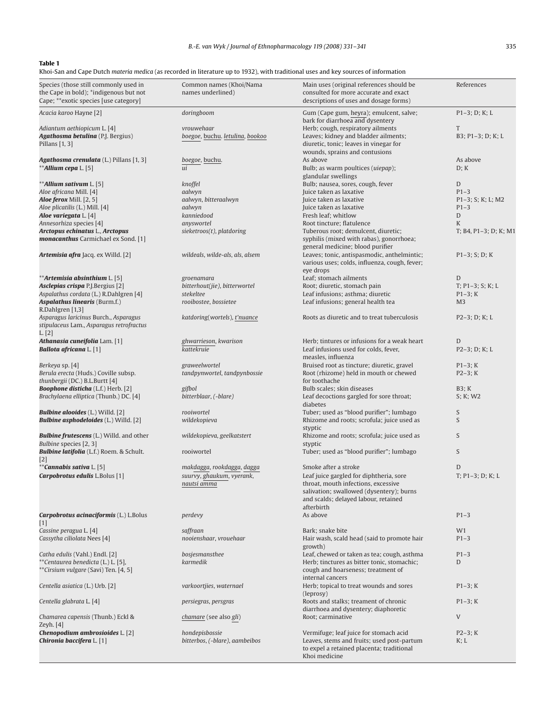**Table 1**

Khoi-San and Cape Dutch *materia medica* (as recorded in literature up to 1932), with traditional uses and key sources of information

| Species (those still commonly used in the Cape in bold); *indigenous but not Cape; **exotic species [use category] | Common names (Khoi/Nama names underlined) | Main uses (original references should be consulted for more accurate and exact descriptions of uses and dosage forms) | References |
|---|---|---|---|
| *Acacia karoo* Hayne [2] | *doringboom* | Gum (Cape gum, heyra); emulcent, salve; bark for diarrhoea and dysentery | P1–3; D; K; L |
| *Adiantum aethiopicum* L. [4] | *vrouwehaar* | Herb; cough, respiratory ailments | T |
| ***Agathosma betulina*** (P.J. Bergius) Pillans [1, 3] | *boegoe, buchu. letulina, bookoo* | Leaves; kidney and bladder ailments; diuretic, tonic; leaves in vinegar for wounds, sprains and contusions | B3; P1–3; D; K; L |
| ***Agathosma crenulata*** (L.) Pillans [1, 3] | *boegoe, buchu.* | As above | As above |
| ***Allium cepa** L. [5] | *ui* | Bulb; as warm poultices (*uiepap*); glandular swellings | D; K |
| ***Allium sativum** L. [5] | *knoffel* | Bulb; nausea, sores, cough, fever | D |
| *Aloe africana* Mill. [4] | *aalwyn* | Juice taken as laxative | P1–3 |
| ***Aloe ferox*** Mill. [2, 5] | *aalwyn, bitteraalwyn* | Juice taken as laxative | P1–3; S; K; L; M2 |
| *Aloe plicatilis* (L.) Mill. [4] | *aalwyn* | Juice taken as laxative | P1–3 |
| ***Aloe variegata*** L. [4] | *kanniedood* | Fresh leaf; whitlow | D |
| *Annesorhiza* species [4] | *anyswortel* | Root tincture; flatulence | K |
| ***Arctopus echinatus*** L., ***Arctopus monacanthus*** Carmichael ex Sond. [1] | *sieketroos(t), platdoring* | Tuberous root; demulcent, diuretic; syphilis (mixed with rabas), gonorrhoea; general medicine; blood purifier | T; B4, P1–3; D; K; M1 |
| ***Artemisia afra*** Jacq. ex Willd. [2] | *wildeals, wilde-als, als, alsem* | Leaves; tonic, antispasmodic, anthelmintic; various uses; colds, influenza, cough, fever; eye drops | P1–3; S; D; K |
| ***Artemisia absinthium** L. [5] | *groenamara* | Leaf; stomach ailments | D |
| ***Asclepias crispa*** P.J.Bergius [2] | *bitterhout(jie), bitterwortel* | Root; diuretic, stomach pain | T; P1–3; S; K; L |
| *Aspalathus cordata* (L.) R.Dahlgren [4] | *stekeltee* | Leaf infusions; asthma; diuretic | P1–3; K |
| ***Aspalathus linearis*** (Burm.f.) R.Dahlgren [1,3] | *rooibostee, bossietee* | Leaf infusions; general health tea | M3 |
| *Asparagus laricinus* Burch., *Asparagus stipulaceus* Lam., *Asparagus retrofractus* L. [2] | *katdoring(wortels), t'nuance* | Roots as diuretic and to treat tuberculosis | P2–3; D; K; L |
| ***Athanasia cuneifolia*** Lam. [1] | *ghwarrieson, kwarison* | Herb; tintures or infusions for a weak heart | D |
| ***Ballota africana*** L. [1] | *kattekruie* | Leaf infusions used for colds, fever, measles, influenza | P2–3; D; K; L |
| *Berkeya* sp. [4] | *graweelwortel* | Bruised root as tincture; diuretic, gravel | P1–3; K |
| *Berula erecta* (Huds.) Coville subsp. *thunbergii* (DC.) B.L.Burtt [4] | *tandpynwortel, tandpynbossie* | Root (rhizome) held in mouth or chewed for toothache | P2–3; K |
| ***Boophone disticha*** (L.f.) Herb. [2] | *gifbol* | Bulb scales; skin diseases | B3; K |
| *Brachylaena elliptica* (Thunb.) DC. [4] | *bitterblaar, (-blare)* | Leaf decoctions gargled for sore throat; diabetes | S; K; W2 |
| ***Bulbine alooides*** (L.) Willd. [2] | *rooiwortel* | Tuber; used as "blood purifier"; lumbago | S |
| ***Bulbine asphodeloides*** (L.) Willd. [2] | *wildekopieva* | Rhizome and roots; scrofula; juice used as styptic | S |
| ***Bulbine frutescens*** (L.) Willd. and other *Bulbine* species [2, 3] | *wildekopieva, geelkatstert* | Rhizome and roots; scrofula; juice used as styptic | S |
| ***Bulbine latifolia*** (L.f.) Roem. & Schult. [2] | rooiwortel | Tuber; used as "blood purifier"; lumbago | S |
| ***Cannabis sativa** L. [5] | *makdagga, rookdagga, dagga* | Smoke after a stroke | D |
| ***Carpobrotus edulis*** L.Bolus [1] | *suurvy, ghaukum, vyerank, nautsi amma* | Leaf juice gargled for diphtheria, sore throat, mouth infections, excessive salivation; swallowed (dysentery); burns and scalds; delayed labour, retained afterbirth | T; P1–3; D; K; L |
| ***Carpobrotus acinaciformis*** (L.) L.Bolus [1] | *perdevy* | As above | P1–3 |
| *Cassine peragua* L. [4] | *saffraan* | Bark; snake bite | W1 |
| *Cassytha ciliolata* Nees [4] | *nooienshaar, vrouehaar* | Hair wash, scald head (said to promote hair growth) | P1–3 |
| *Catha edulis* (Vahl.) Endl. [2] | *bosjesmansthee* | Leaf, chewed or taken as tea; cough, asthma | P1–3 |
| ***Centaurea benedicta* (L.) L. [5], ***Cirsium vulgare* (Savi) Ten. [4, 5] | *karmedik* | Herb; tinctures as bitter tonic, stomachic; cough and hoarseness; treatment of internal cancers | D |
| *Centella asiatica* (L.) Urb. [2] | *varkoortjies, waternael* | Herb; topical to treat wounds and sores (leprosy) | P1–3; K |
| *Centella glabrata* L. [4] | *persiegras, persgras* | Roots and stalks; treament of chronic diarrhoea and dysentery; diaphoretic | P1–3; K |
| *Chamarea capensis* (Thunb.) Eckl & Zeyh. [4] | *chamare* (see also *gli*) | Root; carminative | V |
| ***Chenopodium ambrosioides*** L. [2] | *hondepisbossie* | Vermifuge; leaf juice for stomach acid | P2–3; K |
| ***Chironia baccifera*** L. [1] | *bitterbos, (-blare), aambeibos* | Leaves, stems and fruits; used post-partum to expel a retained placenta; traditional Khoi medicine | K; L |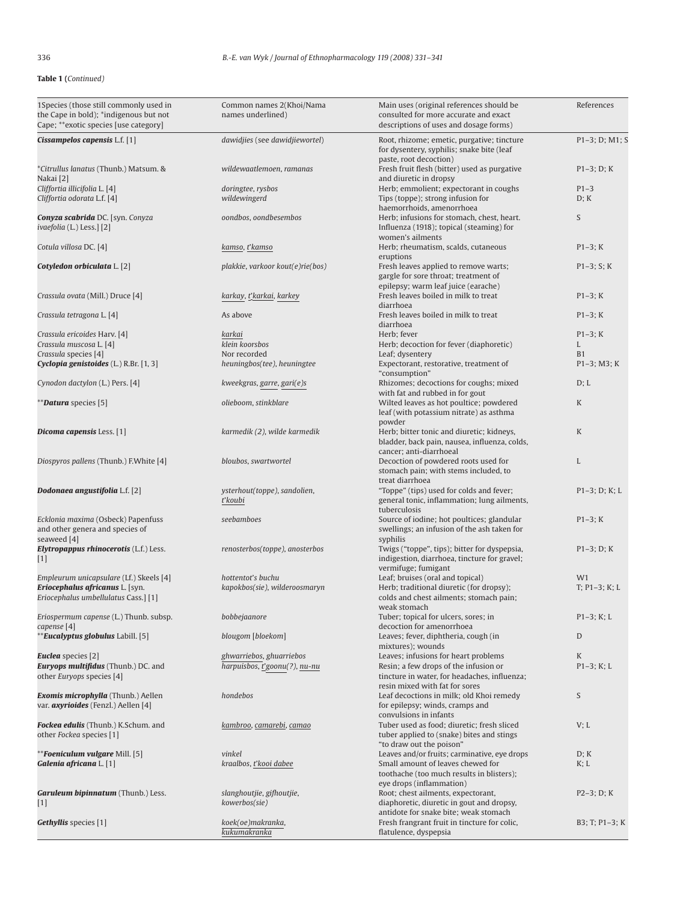**Table 1** (*Continued*)

| 1Species (those still commonly used in the Cape in bold); *indigenous but not Cape; **exotic species [use category] | Common names 2(Khoi/Nama names underlined) | Main uses (original references should be consulted for more accurate and exact descriptions of uses and dosage forms) | References |
|---|---|---|---|
| ***Cissampelos capensis*** L.f. [1] | *dawidjies* (see *dawidjiewortel*) | Root, rhizome; emetic, purgative; tincture for dysentery, syphilis; snake bite (leaf paste, root decoction) | P1–3; D; M1; S |
| **Citrullus lanatus* (Thunb.) Matsum. & Nakai [2] | *wildewaatlemoen, ramanas* | Fresh fruit flesh (bitter) used as purgative and diuretic in dropsy | P1–3; D; K |
| *Cliffortia illicifolia* L. [4] | *doringtee, rysbos* | Herb; emmolient; expectorant in coughs | P1–3 |
| *Cliffortia odorata* L.f. [4] | *wildewingerd* | Tips (toppe); strong infusion for haemorrhoids, amenorrhoea | D; K |
| ***Conyza scabrida*** DC. [syn. *Conyza ivaefolia* (L.) Less.] [2] | *oondbos, oondbesembos* | Herb; infusions for stomach, chest, heart. Influenza (1918); topical (steaming) for women's ailments | S |
| *Cotula villosa* DC. [4] | *kamso, t'kamso* | Herb; rheumatism, scalds, cutaneous eruptions | P1–3; K |
| ***Cotyledon orbiculata*** L. [2] | *plakkie, varkoor kout(e)rie(bos)* | Fresh leaves applied to remove warts; gargle for sore throat; treatment of epilepsy; warm leaf juice (earache) | P1–3; S; K |
| *Crassula ovata* (Mill.) Druce [4] | *karkay, t'karkai, karkey* | Fresh leaves boiled in milk to treat diarrhoea | P1–3; K |
| *Crassula tetragona* L. [4] | As above | Fresh leaves boiled in milk to treat diarrhoea | P1–3; K |
| *Crassula ericoides* Harv. [4] | *karkai* | Herb; fever | P1–3; K |
| *Crassula muscosa* L. [4] | *klein koorsbos* | Herb; decoction for fever (diaphoretic) | L |
| *Crassula* species [4] | Nor recorded | Leaf; dysentery | B1 |
| ***Cyclopia genistoides*** (L.) R.Br. [1, 3] | *heuningbos(tee), heuningtee* | Expectorant, restorative, treatment of "consumption" | P1–3; M3; K |
| *Cynodon dactylon* (L.) Pers. [4] | *kweekgras, garre, gari(e)s* | Rhizomes; decoctions for coughs; mixed with fat and rubbed in for gout | D; L |
| ***Datura*** species [5] | *olieboom, stinkblare* | Wilted leaves as hot poultice; powdered leaf (with potassium nitrate) as asthma powder | K |
| ***Dicoma capensis*** Less. [1] | *karmedik (2), wilde karmedik* | Herb; bitter tonic and diuretic; kidneys, bladder, back pain, nausea, influenza, colds, cancer; anti-diarrhoeal | K |
| *Diospyros pallens* (Thunb.) F.White [4] | *bloubos, swartwortel* | Decoction of powdered roots used for stomach pain; with stems included, to treat diarrhoea | L |
| ***Dodonaea angustifolia*** L.f. [2] | *ysterhout(toppe), sandolien, t'koubi* | "Toppe" (tips) used for colds and fever; general tonic, inflammation; lung ailments, tuberculosis | P1–3; D; K; L |
| *Ecklonia maxima* (Osbeck) Papenfuss and other genera and species of seaweed [4] | *seebamboes* | Source of iodine; hot poultices; glandular swellings; an infusion of the ash taken for syphilis | P1–3; K |
| ***Elytropappus rhinocerotis*** (L.f.) Less. [1] | *renosterbos(toppe), anosterbos* | Twigs ("toppe", tips); bitter for dyspepsia, indigestion, diarrhoea, tincture for gravel; vermifuge; fumigant | P1–3; D; K |
| *Empleurum unicapsulare* (Lf.) Skeels [4] | *hottentot's buchu* | Leaf; bruises (oral and topical) | W1 |
| ***Eriocephalus africanus*** L. [syn. *Eriocephalus umbellulatus* Cass.] [1] | *kapokbos(sie), wilderoosmaryn* | Herb; traditional diuretic (for dropsy); colds and chest ailments; stomach pain; weak stomach | T; P1–3; K; L |
| *Eriospermum capense* (L.) Thunb. subsp. *capense* [4] | *bobbejaanore* | Tuber; topical for ulcers, sores; in decoction for amenorrhoea | P1–3; K; L |
| ***Eucalyptus globulus*** Labill. [5] | *blougom* [*bloekom*] | Leaves; fever, diphtheria, cough (in mixtures); wounds | D |
| ***Euclea*** species [2] | *ghwarriebos, ghuarriebos* | Leaves; infusions for heart problems | K |
| ***Euryops multifidus*** (Thunb.) DC. and other *Euryops* species [4] | *harpuisbos, t'goonu(?), nu-nu* | Resin; a few drops of the infusion or tincture in water, for headaches, influenza; resin mixed with fat for sores | P1–3; K; L |
| ***Exomis microphylla*** (Thunb.) Aellen var. ***axyrioides*** (Fenzl.) Aellen [4] | *hondebos* | Leaf decoctions in milk; old Khoi remedy for epilepsy; winds, cramps and convulsions in infants | S |
| ***Fockea edulis*** (Thunb.) K.Schum. and other *Fockea* species [1] | *kambroo, camarebi, camao* | Tuber used as food; diuretic; fresh sliced tuber applied to (snake) bites and stings "to draw out the poison" | V; L |
| ***Foeniculum vulgare*** Mill. [5] | *vinkel* | Leaves and/or fruits; carminative, eye drops | D; K |
| ***Galenia africana*** L. [1] | *kraalbos, t'kooi dabee* | Small amount of leaves chewed for toothache (too much results in blisters); eye drops (inflammation) | K; L |
| ***Garuleum bipinnatum*** (Thunb.) Less. [1] | *slanghoutjie, gifhoutjie, kowerbos(sie)* | Root; chest ailments, expectorant, diaphoretic, diuretic in gout and dropsy, antidote for snake bite; weak stomach | P2–3; D; K |
| ***Gethyllis*** species [1] | *koek(oe)makranka, kukumakranka* | Fresh frangrant fruit in tincture for colic, flatulence, dyspepsia | B3; T; P1–3; K |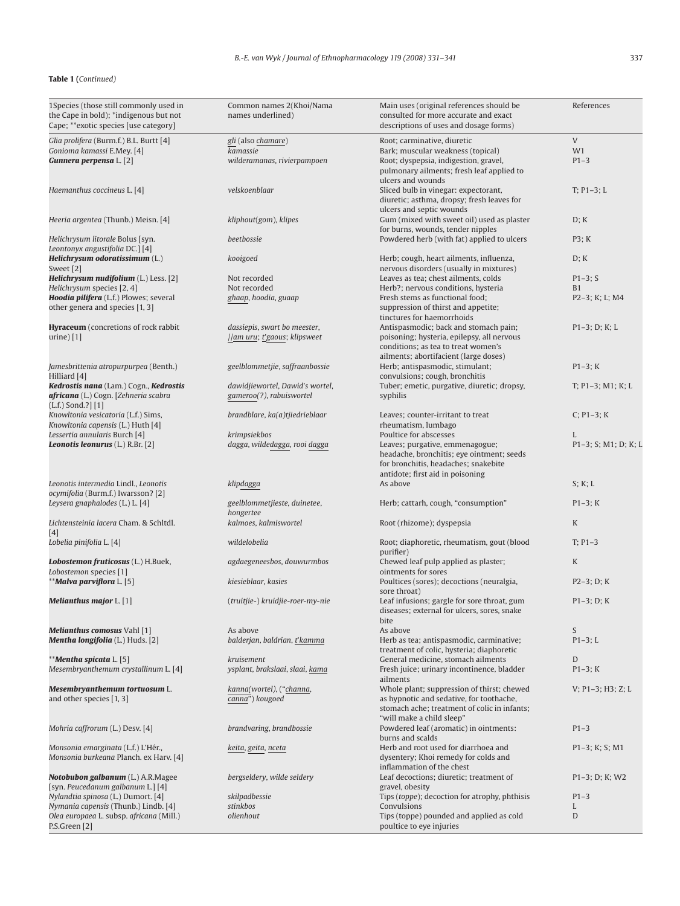**Table 1** (*Continued*)

| 1Species (those still commonly used in the Cape in bold); *indigenous but not Cape; **exotic species [use category] | Common names 2(Khoi/Nama names underlined) | Main uses (original references should be consulted for more accurate and exact descriptions of uses and dosage forms) | References |
|---|---|---|---|
| *Glia prolifera* (Burm.f.) B.L. Burtt [4] | *gli* (also *chamare*) | Root; carminative, diuretic | V |
| *Gonioma kamassi* E.Mey. [4] | *kamassie* | Bark; muscular weakness (topical) | W1 |
| ***Gunnera perpensa*** **L.** [2] | *wilderamanas, rivierpampoen* | Root; dyspepsia, indigestion, gravel, pulmonary ailments; fresh leaf applied to ulcers and wounds | P1–3 |
| *Haemanthus coccineus* L. [4] | *velskoenblaar* | Sliced bulb in vinegar: expectorant, diuretic; asthma, dropsy; fresh leaves for ulcers and septic wounds | T; P1–3; L |
| *Heeria argentea* (Thunb.) Meisn. [4] | *kliphout(gom), klipes* | Gum (mixed with sweet oil) used as plaster for burns, wounds, tender nipples | D; K |
| *Helichrysum litorale* Bolus [syn. *Leontonyx angustifolia* DC.] [4] | *beetbossie* | Powdered herb (with fat) applied to ulcers | P3; K |
| ***Helichrysum odoratissimum*** **(L.) Sweet** [2] | *kooigoed* | Herb; cough, heart ailments, influenza, nervous disorders (usually in mixtures) | D; K |
| ***Helichrysum nudifolium*** **(L.) Less.** [2] | Not recorded | Leaves as tea; chest ailments, colds | P1–3; S |
| *Helichrysum* species [2, 4] | Not recorded | Herb?; nervous conditions, hysteria | B1 |
| ***Hoodia pilifera*** **(L.f.) Plowes**; several other genera and species [1, 3] | *ghaap, hoodia, guaap* | Fresh stems as functional food; suppression of thirst and appetite; tinctures for haemorrhoids | P2–3; K; L; M4 |
| **Hyraceum** (concretions of rock rabbit urine) [1] | *dassiepis, swart bo meester, //am uru; t'gaous; klipsweet* | Antispasmodic; back and stomach pain; poisoning; hysteria, epilepsy, all nervous conditions; as tea to treat women's ailments; abortifacient (large doses) | P1–3; D; K; L |
| *Jamesbrittenia atropurpurpea* (Benth.) Hilliard [4] | *geelblommetjie, saffraanbossie* | Herb; antispasmodic, stimulant; convulsions; cough, bronchitis | P1–3; K |
| ***Kedrostis nana*** **(Lam.) Cogn.,** ***Kedrostis africana*** **(L.) Cogn.** [*Zehneria scabra* (L.f.) Sond.?] [1] | *dawidjiewortel, Dawid's wortel, gameroo(?), rabuiswortel* | Tuber; emetic, purgative, diuretic; dropsy, syphilis | T; P1–3; M1; K; L |
| *Knowltonia vesicatoria* (L.f.) Sims, *Knowltonia capensis* (L.) Huth [4] | *brandblare, ka(a)tjiedrieblaar* | Leaves; counter-irritant to treat rheumatism, lumbago | C; P1–3; K |
| *Lessertia annularis* Burch [4] | *krimpsiekbos* | Poultice for abscesses | L |
| ***Leonotis leonurus*** **(L.) R.Br.** [2] | *dagga, wildedagga, rooi dagga* | Leaves; purgative, emmenagogue; headache, bronchitis; eye ointment; seeds for bronchitis, headaches; snakebite antidote; first aid in poisoning | P1–3; S; M1; D; K; L |
| *Leonotis intermedia* Lindl., *Leonotis ocymifolia* (Burm.f.) Iwarsson? [2] | *klipdagga* | As above | S; K; L |
| *Leysera gnaphalodes* (L.) L. [4] | *geelblommetjieste, duinetee, hongertee* | Herb; cattarh, cough, "consumption" | P1–3; K |
| *Lichtensteinia lacera* Cham. & Schltdl. [4] | *kalmoes, kalmiswortel* | Root (rhizome); dyspepsia | K |
| *Lobelia pinifolia* L. [4] | *wildelobelia* | Root; diaphoretic, rheumatism, gout (blood purifier) | T; P1–3 |
| ***Lobostemon fruticosus*** **(L.) H.Buek,** *Lobostemon* species [1] | *agdaegeneesbos, douwurmbos* | Chewed leaf pulp applied as plaster; ointments for sores | K |
| ****Malva parviflora*** **L.** [5] | *kiesieblaar, kasies* | Poultices (sores); decoctions (neuralgia, sore throat) | P2–3; D; K |
| ***Melianthus major*** **L.** [1] | (*truitjie-*) *kruidjie-roer-my-nie* | Leaf infusions; gargle for sore throat, gum diseases; external for ulcers, sores, snake bite | P1–3; D; K |
| ***Melianthus comosus*** **Vahl** [1] | As above | As above | S |
| ***Mentha longifolia*** **(L.) Huds.** [2] | *balderjan, baldrian, t'kamma* | Herb as tea; antispasmodic, carminative; treatment of colic, hysteria; diaphoretic | P1–3; L |
| ****Mentha spicata*** **L.** [5] | *kruisement* | General medicine, stomach ailments | D |
| *Mesembryanthemum crystallinum* L. [4] | *ysplant, brakslaai, slaai, kama* | Fresh juice; urinary incontinence, bladder ailments | P1–3; K |
| ***Mesembryanthemum tortuosum*** **L.** and other species [1, 3] | *kanna(wortel),* ("*channa, canna*") *kougoed* | Whole plant; suppression of thirst; chewed as hypnotic and sedative, for toothache, stomach ache; treatment of colic in infants; "will make a child sleep" | V; P1–3; H3; Z; L |
| *Mohria caffrorum* (L.) Desv. [4] | *brandvaring, brandbossie* | Powdered leaf (aromatic) in ointments: burns and scalds | P1–3 |
| *Monsonia emarginata* (L.f.) L'Hér., *Monsonia burkeana* Planch. ex Harv. [4] | *keita, geita, nceta* | Herb and root used for diarrhoea and dysentery; Khoi remedy for colds and inflammation of the chest | P1–3; K; S; M1 |
| ***Notobubon galbanum*** **(L.) A.R.Magee** [syn. *Peucedanum galbanum* L.] [4] | *bergseldery, wilde seldery* | Leaf decoctions; diuretic; treatment of gravel, obesity | P1–3; D; K; W2 |
| *Nylandtia spinosa* (L.) Dumort. [4] | *skilpadbessie* | Tips (*toppe*); decoction for atrophy, phthisis | P1–3 |
| *Nymania capensis* (Thunb.) Lindb. [4] | *stinkbos* | Convulsions | L |
| *Olea europaea* L. subsp. *africana* (Mill.) P.S.Green [2] | *olienhout* | Tips (topps) pounded and applied as cold poultice to eye injuries | D |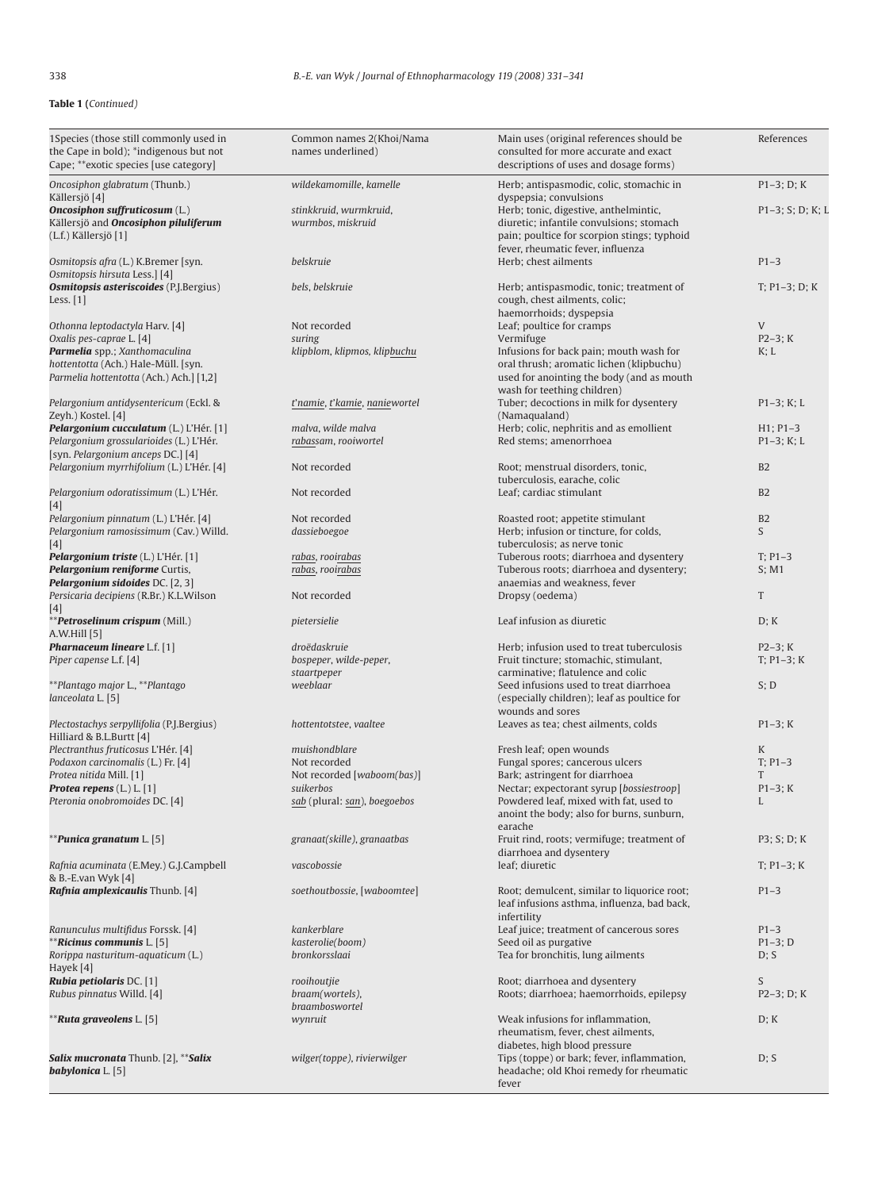**Table 1** (*Continued*)

| 1Species (those still commonly used in the Cape in bold); *indigenous but not Cape; **exotic species [use category] | Common names 2(Khoi/Nama names underlined) | Main uses (original references should be consulted for more accurate and exact descriptions of uses and dosage forms) | References |
|---|---|---|---|
| *Oncosiphon glabratum* (Thunb.) Källersjö [4] | *wildekamomille*, *kamelle* | Herb; antispasmodic, colic, stomachic in dyspepsia; convulsions | P1–3; D; K |
| ***Oncosiphon suffruticosum*** (L.) Källersjö and ***Oncosiphon piluliferum*** (L.f.) Källersjö [1] | *stinkkruid*, *wurmkruid*, *wurmbos*, *miskruid* | Herb; tonic, digestive, anthelmintic, diuretic; infantile convulsions; stomach pain; poultice for scorpion stings; typhoid fever, rheumatic fever, influenza | P1–3; S; D; K; L |
| *Osmitopsis afra* (L.) K.Bremer [syn. *Osmitopsis hirsuta* Less.] [4] | *belskruie* | Herb; chest ailments | P1–3 |
| ***Osmitopsis asteriscoides*** (P.J.Bergius) Less. [1] | *bels*, *belskruie* | Herb; antispasmodic, tonic; treatment of cough, chest ailments, colic; haemorrhoids; dyspepsia | T; P1–3; D; K |
| *Othonna leptodactyla* Harv. [4] | Not recorded | Leaf; poultice for cramps | V |
| *Oxalis pes-caprae* L. [4] | *suring* | Vermifuge | P2–3; K |
| ***Parmelia*** spp.; *Xanthomaculina hottentotta* (Ach.) Hale-Müll. [syn. *Parmelia hottentotta* (Ach.) Ach.] [1,2] | *klipblom*, *klipmos*, *klipbuchu* | Infusions for back pain; mouth wash for oral thrush; aromatic lichen (klipbuchu) used for anointing the body (and as mouth wash for teething children) | K; L |
| *Pelargonium antidysentericum* (Eckl. & Zeyh.) Kostel. [4] | *t'namie*, *t'kamie*, *naniewortel* | Tuber; decoctions in milk for dysentery (Namaqualand) | P1–3; K; L |
| ***Pelargonium cucullatum*** (L.) L'Hér. [1] | *malva*, *wilde malva* | Herb; colic, nephritis and as emollient | H1; P1–3 |
| *Pelargonium grossularioides* (L.) L'Hér. [syn. *Pelargonium anceps* DC.] [4] | *rabassam*, *rooiwortel* | Red stems; amenorrhoea | P1–3; K; L |
| *Pelargonium myrrhifolium* (L.) L'Hér. [4] | Not recorded | Root; menstrual disorders, tonic, tuberculosis, earache, colic | B2 |
| *Pelargonium odoratissimum* (L.) L'Hér. [4] | Not recorded | Leaf; cardiac stimulant | B2 |
| *Pelargonium pinnatum* (L.) L'Hér. [4] | Not recorded | Roasted root; appetite stimulant | B2 |
| *Pelargonium ramosissimum* (Cav.) Willd. [4] | *dassieboegoe* | Herb; infusion or tincture, for colds, tuberculosis; as nerve tonic | S |
| ***Pelargonium triste*** (L.) L'Hér. [1] | *rabas*, *rooirabas* | Tuberous roots; diarrhoea and dysentery | T; P1–3 |
| ***Pelargonium reniforme*** Curtis, ***Pelargonium sidoides*** DC. [2, 3] | *rabas*, *rooirabas* | Tuberous roots; diarrhoea and dysentery; anaemias and weakness, fever | S; M1 |
| *Persicaria decipiens* (R.Br.) K.L.Wilson [4] | Not recorded | Dropsy (oedema) | T |
| ***Petroselinum crispum*** (Mill.) A.W.Hill [5] | *pietersielie* | Leaf infusion as diuretic | D; K |
| ***Pharnaceum lineare*** L.f. [1] | *droëdaskruie* | Herb; infusion used to treat tuberculosis | P2–3; K |
| *Piper capense* L.f. [4] | *bospeper*, *wilde-peper*, *staartpeper* | Fruit tincture; stomachic, stimulant, carminative; flatulence and colic | T; P1–3; K |
| ***Plantago major*** L., ***Plantago lanceolata*** L. [5] | *weeblaar* | Seed infusions used to treat diarrhoea (especially children); leaf as poultice for wounds and sores | S; D |
| *Plectostachys serpyllifolia* (P.J.Bergius) Hilliard & B.L.Burtt [4] | *hottentotstee*, *vaaltee* | Leaves as tea; chest ailments, colds | P1–3; K |
| *Plectranthus fruticosus* L'Hér. [4] | *muishondblare* | Fresh leaf; open wounds | K |
| *Podaxon carcinomalis* (L.) Fr. [4] | Not recorded | Fungal spores; cancerous ulcers | T; P1–3 |
| *Protea nitida* Mill. [1] | Not recorded [*waboom(bas)*] | Bark; astringent for diarrhoea | T |
| ***Protea repens*** (L.) L. [1] | *suikerbos* | Nectar; expectorant syrup [*bossiestroop*] | P1–3; K |
| *Pteronia onobromoides* DC. [4] | *sab* (plural: *san*), *boegoebos* | Powdered leaf, mixed with fat, used to anoint the body; also for burns, sunburn, earache | L |
| ***Punica granatum*** L. [5] | *granaat(skille)*, *granaatbas* | Fruit rind, roots; vermifuge; treatment of diarrhoea and dysentery | P3; S; D; K |
| *Rafnia acuminata* (E.Mey.) G.J.Campbell & B.-E.van Wyk [4] | *vascobossie* | leaf; diuretic | T; P1–3; K |
| ***Rafnia amplexicaulis*** Thunb. [4] | *soethoutbossie*, [*waboomtee*] | Root; demulcent, similar to liquorice root; leaf infusions asthma, influenza, bad back, infertility | P1–3 |
| *Ranunculus multifidus* Forssk. [4] | *kankerblare* | Leaf juice; treatment of cancerous sores | P1–3 |
| ***Ricinus communis*** L. [5] | *kasterolie(boom)* | Seed oil as purgative | P1–3; D |
| *Rorippa nasturitum-aquaticum* (L.) Hayek [4] | *bronkorsslaai* | Tea for bronchitis, lung ailments | D; S |
| ***Rubia petiolaris*** DC. [1] | *rooihoutjie* | Root; diarrhoea and dysentery | S |
| *Rubus pinnatus* Willd. [4] | *braam(wortels)*, *braamboswortel* | Roots; diarrhoea; haemorrhoids, epilepsy | P2–3; D; K |
| ***Ruta graveolens*** L. [5] | *wynruit* | Weak infusions for inflammation, rheumatism, fever, chest ailments, diabetes, high blood pressure | D; K |
| ***Salix mucronata*** Thunb. [2], ***Salix babylonica*** L. [5] | *wilger(toppe)*, *rivierwilger* | Tips (toppe) or bark; fever, inflammation, headache; old Khoi remedy for rheumatic fever | D; S |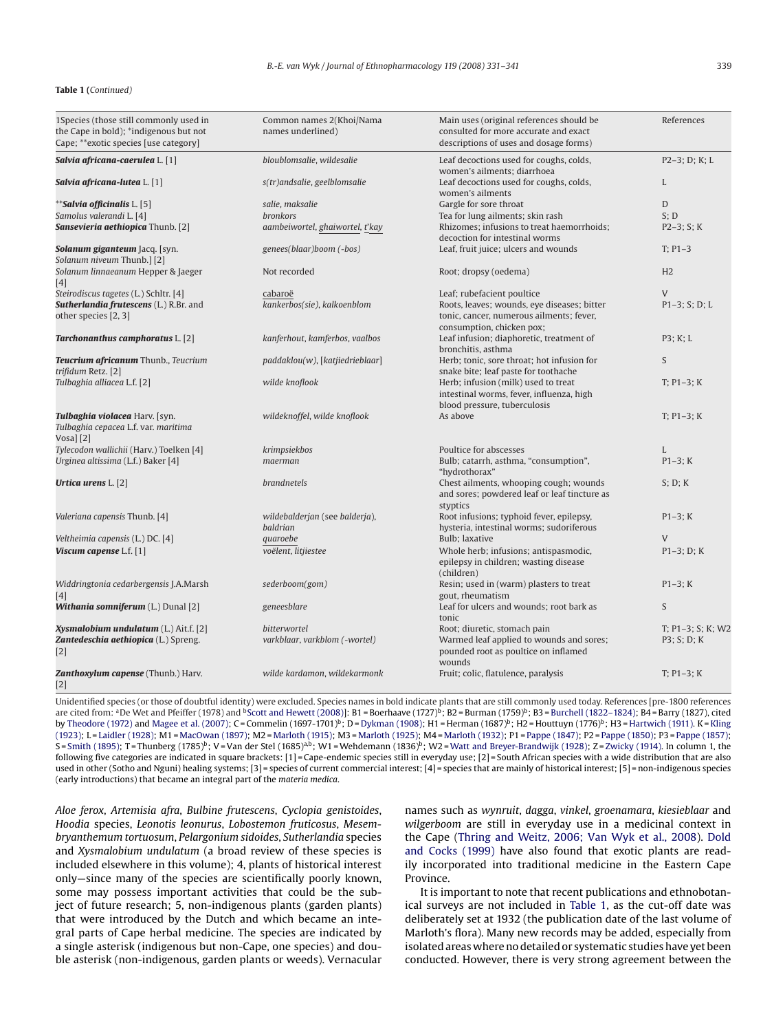**Table 1** (*Continued*)

| 1Species (those still commonly used in the Cape in bold); *indigenous but not Cape; **exotic species [use category] | Common names 2(Khoi/Nama names underlined) | Main uses (original references should be consulted for more accurate and exact descriptions of uses and dosage forms) | References |
|---|---|---|---|
| ***Salvia africana-caerulea*** **L.** [1] | *bloublomsalie, wildesalie* | Leaf decoctions used for coughs, colds, women's ailments; diarrhoea | P2–3; D; K; L |
| ***Salvia africana-lutea*** **L.** [1] | *s(tr)andsalie, geelblomsalie* | Leaf decoctions used for coughs, colds, women's ailments | L |
| ****Salvia officinalis*** **L.** [5] | *salie, maksalie* | Gargle for sore throat | D |
| *Samolus valerandi* L. [4] | *bronkors* | Tea for lung ailments; skin rash | S; D |
| ***Sansevieria aethiopica*** **Thunb.** [2] | *aambeiwortel, ghaiwortel, t'kay* | Rhizomes; infusions to treat haemorrhoids; decoction for intestinal worms | P2–3; S; K |
| ***Solanum giganteum*** **Jacq.** [syn. *Solanum niveum* Thunb.] [2] | *genees(blaar)boom (-bos)* | Leaf, fruit juice; ulcers and wounds | T; P1–3 |
| *Solanum linnaeanum* Hepper & Jaeger [4] | Not recorded | Root; dropsy (oedema) | H2 |
| *Steirodiscus tagetes* (L.) Schltr. [4] | cabaroë | Leaf; rubefacient poultice | V |
| ***Sutherlandia frutescens*** **(L.) R.Br.** and other species [2, 3] | *kankerbos(sie), kalkoenblom* | Roots, leaves; wounds, eye diseases; bitter tonic, cancer, numerous ailments; fever, consumption, chicken pox; | P1–3; S; D; L |
| ***Tarchonanthus camphoratus*** **L.** [2] | *kanferhout, kamferbos, vaalbos* | Leaf infusion; diaphoretic, treatment of bronchitis, asthma | P3; K; L |
| ***Teucrium africanum*** **Thunb.**, *Teucrium trifidum* Retz. [2] | *paddaklou(w)*, [*katjiedrieblaar*] | Herb; tonic, sore throat; hot infusion for snake bite; leaf paste for toothache | S |
| *Tulbaghia alliacea* L.f. [2] | *wilde knoflook* | Herb; infusion (milk) used to treat intestinal worms, fever, influenza, high blood pressure, tuberculosis | T; P1–3; K |
| ***Tulbaghia violacea*** **Harv.** [syn. *Tulbaghia cepacea* L.f. var. *maritima* Vosa] [2] | *wildeknoffel, wilde knoflook* | As above | T; P1–3; K |
| *Tylecodon wallichii* (Harv.) Toelken [4] | *krimpsiekbos* | Poultice for abscesses | L |
| *Urginea altissima* (L.f.) Baker [4] | *maerman* | Bulb; catarrh, asthma, "consumption", "hydrothorax" | P1–3; K |
| ***Urtica urens*** **L.** [2] | *brandnetels* | Chest ailments, whooping cough; wounds and sores; powdered leaf or leaf tincture as styptics | S; D; K |
| *Valeriana capensis* Thunb. [4] | *wildebalderjan (see balderja), baldrian* | Root infusions; typhoid fever, epilepsy, hysteria, intestinal worms; sudoriferous | P1–3; K |
| *Veltheimia capensis* (L.) DC. [4] | quaroebe | Bulb; laxative | V |
| ***Viscum capense*** **L.f.** [1] | *voëlent, litjiestee* | Whole herb; infusions; antispasmodic, epilepsy in children; wasting disease (children) | P1–3; D; K |
| *Widdringtonia cedarbergensis* J.A.Marsh [4] | *sederboom(gom)* | Resin; used in (warm) plasters to treat gout, rheumatism | P1–3; K |
| ***Withania somniferum*** **(L.) Dunal** [2] | *geneesblare* | Leaf for ulcers and wounds; root bark as tonic | S |
| ***Xysmalobium undulatum*** **(L.) Ait.f.** [2] | *bitterwortel* | Root; diuretic, stomach pain | T; P1–3; S; K; W2 |
| ***Zantedeschia aethiopica*** **(L.) Spreng.** [2] | *varkblaar, varkblom (-wortel)* | Warmed leaf applied to wounds and sores; pounded root as poultice on inflamed wounds | P3; S; D; K |
| ***Zanthoxylum capense*** **(Thunb.) Harv.** [2] | *wilde kardamon, wildekarmonk* | Fruit; colic, flatulence, paralysis | T; P1–3; K |

Unidentified species (or those of doubtful identity) were excluded. Species names in bold indicate plants that are still commonly used today. References [pre-1800 references are cited from: [a]De Wet and Pfeiffer (1978) and [b]Scott and Hewett (2008)]: B1 = Boerhaave (1727)[b]; B2 = Burman (1759)[b]; B3 = Burchell (1822–1824); B4 = Barry (1827), cited by Theodore (1972) and Magee et al. (2007); C = Commelin (1697-1701)[b]; D = Dykman (1908); H1 = Herman (1687)[b]; H2 = Houttuyn (1776)[b]; H3 = Hartwich (1911). K = Kling (1923); L = Laidler (1928); M1 = MacOwan (1897); M2 = Marloth (1915); M3 = Marloth (1925); M4 = Marloth (1932); P1 = Pappe (1847); P2 = Pappe (1850); P3 = Pappe (1857); S = Smith (1895); T = Thunberg (1785)[b]; V = Van der Stel (1685)[a,b]; W1 = Wehdemann (1836)[b]; W2 = Watt and Breyer-Brandwijk (1928); Z = Zwicky (1914). In column 1, the following five categories are indicated in square brackets: [1] = Cape-endemic species still in everyday use; [2] = South African species with a wide distribution that are also used in other (Sotho and Nguni) healing systems; [3] = species of current commercial interest; [4] = species that are mainly of historical interest; [5] = non-indigenous species (early introductions) that became an integral part of the *materia medica*.

*Aloe ferox*, *Artemisia afra*, *Bulbine frutescens*, *Cyclopia genistoides*, *Hoodia* species, *Leonotis leonurus*, *Lobostemon fruticosus*, *Mesembryanthemum tortuosum*, *Pelargonium sidoides*, *Sutherlandia* species and *Xysmalobium undulatum* (a broad review of these species is included elsewhere in this volume); 4, plants of historical interest only—since many of the species are scientifically poorly known, some may possess important activities that could be the subject of future research; 5, non-indigenous plants (garden plants) that were introduced by the Dutch and which became an integral parts of Cape herbal medicine. The species are indicated by a single asterisk (indigenous but non-Cape, one species) and double asterisk (non-indigenous, garden plants or weeds). Vernacular names such as *wynruit*, *dagga*, *vinkel*, *groenamara*, *kiesieblaar* and *wilgerboom* are still in everyday use in a medicinal context in the Cape (Thring and Weitz, 2006; Van Wyk et al., 2008). Dold and Cocks (1999) have also found that exotic plants are readily incorporated into traditional medicine in the Eastern Cape Province.

It is important to note that recent publications and ethnobotanical surveys are not included in Table 1, as the cut-off date was deliberately set at 1932 (the publication date of the last volume of Marloth's flora). Many new records may be added, especially from isolated areas where no detailed or systematic studies have yet been conducted. However, there is very strong agreement between the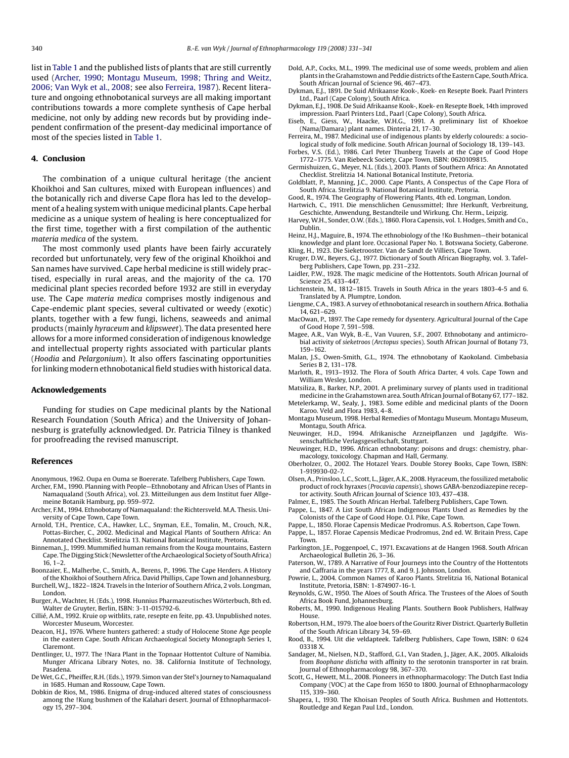list in Table 1 and the published lists of plants that are still currently used (Archer, 1990; Montagu Museum, 1998; Thring and Weitz, 2006; Van Wyk et al., 2008; see also Ferreira, 1987). Recent literature and ongoing ethnobotanical surveys are all making important contributions towards a more complete synthesis of Cape herbal medicine, not only by adding new records but by providing independent confirmation of the present-day medicinal importance of most of the species listed in Table 1.

## 4. Conclusion

The combination of a unique cultural heritage (the ancient Khoikhoi and San cultures, mixed with European influences) and the botanically rich and diverse Cape flora has led to the development of a healing system with unique medicinal plants. Cape herbal medicine as a unique system of healing is here conceptualized for the first time, together with a first compilation of the authentic *materia medica* of the system.

The most commonly used plants have been fairly accurately recorded but unfortunately, very few of the original Khoikhoi and San names have survived. Cape herbal medicine is still widely practised, especially in rural areas, and the majority of the ca. 170 medicinal plant species recorded before 1932 are still in everyday use. The Cape *materia medica* comprises mostly indigenous and Cape-endemic plant species, several cultivated or weedy (exotic) plants, together with a few fungi, lichens, seaweeds and animal products (mainly *hyraceum* and *klipsweet*). The data presented here allows for a more informed consideration of indigenous knowledge and intellectual property rights associated with particular plants (*Hoodia* and *Pelargonium*). It also offers fascinating opportunities for linking modern ethnobotanical field studies with historical data.

## Acknowledgements

Funding for studies on Cape medicinal plants by the National Research Foundation (South Africa) and the University of Johannesburg is gratefully acknowledged. Dr. Patricia Tilney is thanked for proofreading the revised manuscript.

## References

Anonymous, 1962. Oupa en Ouma se Boererate. Tafelberg Publishers, Cape Town.

Archer, F.M., 1990. Planning with People—Ethnobotany and African Uses of Plants in Namaqualand (South Africa), vol. 23. Mitteilungen aus dem Institut fuer Allgemeine Botanik Hamburg, pp. 959–972.

Archer, F.M., 1994. Ethnobotany of Namaqualand: the Richtersveld. M.A. Thesis. University of Cape Town, Cape Town.

Arnold, T.H., Prentice, C.A., Hawker, L.C., Snyman, E.E., Tomalin, M., Crouch, N.R., Pottas-Bircher, C., 2002. Medicinal and Magical Plants of Southern Africa: An Annotated Checklist. Strelitzia 13. National Botanical Institute, Pretoria.

Binneman, J., 1999. Mummified human remains from the Kouga mountains, Eastern Cape. The Digging Stick (Newsletter of the Archaeological Society of South Africa) 16, 1–2.

Boonzaier, E., Malherbe, C., Smith, A., Berens, P., 1996. The Cape Herders. A History of the Khoikhoi of Southern Africa. David Phillips, Cape Town and Johannesburg.

Burchell, W.J., 1822–1824. Travels in the Interior of Southern Africa, 2 vols. Longman, London.

Burger, A., Wachter, H. (Eds.), 1998. Hunnius Pharmazeutisches Wörterbuch, 8th ed. Walter de Gruyter, Berlin, ISBN: 3-11-015792-6.

Cillié, A.M., 1992. Kruie op witblits, rate, resepte en feite, pp. 43. Unpublished notes. Worcester Museum, Worcester.

Deacon, H.J., 1976. Where hunters gathered: a study of Holocene Stone Age people in the eastern Cape. South African Archaeological Society Monograph Series 1, Claremont.

Dentlinger, U., 1977. The !Nara Plant in the Topnaar Hottentot Culture of Namibia. Munger Africana Library Notes, no. 38. California Institute of Technology, Pasadena.

De Wet, G.C., Pheiffer, R.H. (Eds.), 1979. Simon van der Stel's Journey to Namaqualand in 1685. Human and Rossouw, Cape Town.

Dobkin de Rios, M., 1986. Enigma of drug-induced altered states of consciousness among the !Kung bushmen of the Kalahari desert. Journal of Ethnopharmacology 15, 297–304.

Dold, A.P., Cocks, M.L., 1999. The medicinal use of some weeds, problem and alien plants in the Grahamstown and Peddie districts of the Eastern Cape, South Africa. South African Journal of Science 96, 467–473.

Dykman, E.J., 1891. De Suid Afrikaanse Kook-, Koek- en Resepte Boek. Paarl Printers Ltd., Paarl (Cape Colony), South Africa.

Dykman, E.J., 1908. De Suid Afrikaanse Kook-, Koek- en Resepte Boek, 14th improved impression. Paarl Printers Ltd., Paarl (Cape Colony), South Africa.

Eiseb, E., Giess, W., Haacke, W.H.G., 1991. A preliminary list of Khoekoe (Nama/Damara) plant names. Dinteria 21, 17–30.

Ferreira, M., 1987. Medicinal use of indigenous plants by elderly coloureds: a sociological study of folk medicine. South African Journal of Sociology 18, 139–143.

Forbes, V.S. (Ed.), 1986. Carl Peter Thunberg Travels at the Cape of Good Hope 1772–1775. Van Riebeeck Society, Cape Town, ISBN: 0620109815.

Germishuizen, G., Meyer, N.L. (Eds.), 2003. Plants of Southern Africa: An Annotated Checklist. Strelitzia 14. National Botanical Institute, Pretoria.

Goldblatt, P., Manning, J.C., 2000. Cape Plants, A Conspectus of the Cape Flora of South Africa. Strelitzia 9. National Botanical Institute, Pretoria.

Good, R., 1974. The Geography of Flowering Plants, 4th ed. Longman, London.

Hartwich, C., 1911. Die menschlichen Genussmittel; Ihre Herkunft, Verbreitung, Geschichte, Anwendung, Bestandteile und Wirkung. Chr. Herm., Leipzig.

Harvey, W.H., Sonder, O.W. (Eds.), 1860. Flora Capensis, vol. 1. Hodges, Smith and Co., Dublin.

Heinz, H.J., Maguire, B., 1974. The ethnobiology of the !Ko Bushmen—their botanical knowledge and plant lore. Occasional Paper No. 1. Botswana Society, Gaberone.

Kling, H., 1923. Die Sieketrooster. Van de Sandt de Villiers, Cape Town.

Kruger, D.W., Beyers, G.J., 1977. Dictionary of South African Biography, vol. 3. Tafelberg Publishers, Cape Town, pp. 231–232.

Laidler, P.W., 1928. The magic medicine of the Hottentots. South African Journal of Science 25, 433–447.

Lichtenstein, M., 1812–1815. Travels in South Africa in the years 1803-4-5 and 6. Translated by A. Plumptre, London.

Liengme, C.A., 1983. A survey of ethnobotanical research in southern Africa. Bothalia 14, 621–629.

MacOwan, P., 1897. The Cape remedy for dysentery. Agricultural Journal of the Cape of Good Hope 7, 591–598.

Magee, A.R., Van Wyk, B.-E., Van Vuuren, S.F., 2007. Ethnobotany and antimicrobial activity of *sieketroos* (*Arctopus* species). South African Journal of Botany 73, 159–162.

Malan, J.S., Owen-Smith, G.L., 1974. The ethnobotany of Kaokoland. Cimbebasia Series B 2, 131–178.

Marloth, R., 1913–1932. The Flora of South Africa Darter, 4 vols. Cape Town and William Wesley, London.

Matsiliza, B., Barker, N.P., 2001. A preliminary survey of plants used in traditional medicine in the Grahamstown area. South African Journal of Botany 67, 177–182.

Metelerkamp, W., Sealy, J., 1983. Some edible and medicinal plants of the Doorn Karoo. Veld and Flora 1983, 4–8.

Montagu Museum, 1998. Herbal Remedies of Montagu Museum. Montagu Museum, Montagu, South Africa.

Neuwinger, H.D., 1994. Afrikanische Arzneipflanzen und Jagdgifte. Wissenschaftliche Verlagsgesellschaft, Stuttgart.

Neuwinger, H.D., 1996. African ethnobotany: poisons and drugs: chemistry, pharmacology, toxicology. Chapman and Hall, Germany.

Oberholzer, O., 2002. The Hotazel Years. Double Storey Books, Cape Town, ISBN: 1-919930-02-7.

Olsen, A., Prinsloo, L.C., Scott, L., Jäger, A.K., 2008. Hyraceum, the fossilized metabolic product of rock hyraxes (*Procavia capensis*), shows GABA-benzodiazepine receptor activity. South African Journal of Science 103, 437–438.

Palmer, E., 1985. The South African Herbal. Tafelberg Publishers, Cape Town.

Pappe, L., 1847. A List South African Indigenous Plants Used as Remedies by the Colonists of the Cape of Good Hope. O.I. Pike, Cape Town.

Pappe, L., 1850. Florae Capensis Medicae Prodromus. A.S. Robertson, Cape Town.

Pappe, L., 1857. Florae Capensis Medicae Prodromus, 2nd ed. W. Britain Press, Cape Town.

Parkington, J.E., Poggenpoel, C., 1971. Excavations at de Hangen 1968. South African Archaeological Bulletin 26, 3–36.

Paterson, W., 1789. A Narrative of Four Journeys into the Country of the Hottentots and Caffraria in the years 1777, 8, and 9. J. Johnson, London.

Powrie, L., 2004. Common Names of Karoo Plants. Strelitzia 16, National Botanical Institute, Pretoria, ISBN: 1-874907-16-1.

Reynolds, G.W., 1950. The Aloes of South Africa. The Trustees of the Aloes of South Africa Book Fund, Johannesburg.

Roberts, M., 1990. Indigenous Healing Plants. Southern Book Publishers, Halfway House.

Robertson, H.M., 1979. The aloe boers of the Gouritz River District. Quarterly Bulletin of the South African Library 34, 59–69.

Rood, B., 1994. Uit die veldapteek. Tafelberg Publishers, Cape Town, ISBN: 0 624 03318 X.

Sandager, M., Nielsen, N.D., Stafford, G.I., Van Staden, J., Jäger, A.K., 2005. Alkaloids from *Boophane disticha* with affinity to the serotonin transporter in rat brain. Journal of Ethnopharmacology 98, 367–370.

Scott, G., Hewett, M.L., 2008. Pioneers in ethnopharmacology: The Dutch East India Company (VOC) at the Cape from 1650 to 1800. Journal of Ethnopharmacology 115, 339–360.

Shapera, I., 1930. The Khoisan Peoples of South Africa. Bushmen and Hottentots. Routledge and Kegan Paul Ltd., London.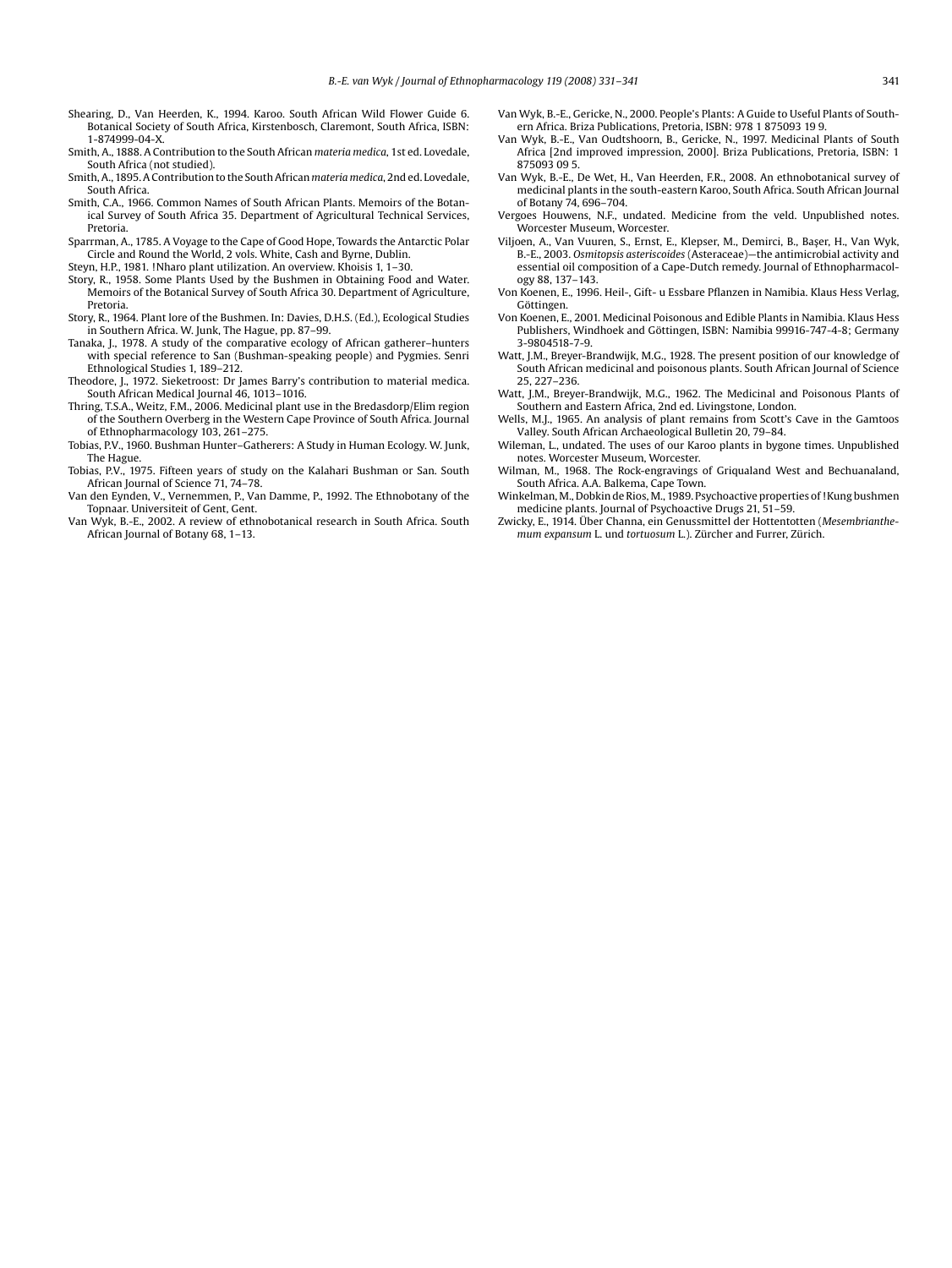Shearing, D., Van Heerden, K., 1994. Karoo. South African Wild Flower Guide 6. Botanical Society of South Africa, Kirstenbosch, Claremont, South Africa, ISBN: 1-874999-04-X.

Smith, A., 1888. A Contribution to the South African *materia medica*, 1st ed. Lovedale, South Africa (not studied).

Smith, A., 1895. A Contribution to the South African *materia medica*, 2nd ed. Lovedale, South Africa.

Smith, C.A., 1966. Common Names of South African Plants. Memoirs of the Botanical Survey of South Africa 35. Department of Agricultural Technical Services, Pretoria.

Sparrman, A., 1785. A Voyage to the Cape of Good Hope, Towards the Antarctic Polar Circle and Round the World, 2 vols. White, Cash and Byrne, Dublin.

Steyn, H.P., 1981. !Nharo plant utilization. An overview. Khoisis 1, 1–30.

Story, R., 1958. Some Plants Used by the Bushmen in Obtaining Food and Water. Memoirs of the Botanical Survey of South Africa 30. Department of Agriculture, Pretoria.

Story, R., 1964. Plant lore of the Bushmen. In: Davies, D.H.S. (Ed.), Ecological Studies in Southern Africa. W. Junk, The Hague, pp. 87–99.

Tanaka, J., 1978. A study of the comparative ecology of African gatherer–hunters with special reference to San (Bushman-speaking people) and Pygmies. Senri Ethnological Studies 1, 189–212.

Theodore, J., 1972. Sieketroost: Dr James Barry's contribution to material medica. South African Medical Journal 46, 1013–1016.

Thring, T.S.A., Weitz, F.M., 2006. Medicinal plant use in the Bredasdorp/Elim region of the Southern Overberg in the Western Cape Province of South Africa. Journal of Ethnopharmacology 103, 261–275.

Tobias, P.V., 1960. Bushman Hunter–Gatherers: A Study in Human Ecology. W. Junk, The Hague.

Tobias, P.V., 1975. Fifteen years of study on the Kalahari Bushman or San. South African Journal of Science 71, 74–78.

Van den Eynden, V., Vernemmen, P., Van Damme, P., 1992. The Ethnobotany of the Topnaar. Universiteit of Gent, Gent.

Van Wyk, B.-E., 2002. A review of ethnobotanical research in South Africa. South African Journal of Botany 68, 1–13.

Van Wyk, B.-E., Gericke, N., 2000. People's Plants: A Guide to Useful Plants of Southern Africa. Briza Publications, Pretoria, ISBN: 978 1 875093 19 9.

Van Wyk, B.-E., Van Oudtshoorn, B., Gericke, N., 1997. Medicinal Plants of South Africa [2nd improved impression, 2000]. Briza Publications, Pretoria, ISBN: 1 875093 09 5.

Van Wyk, B.-E., De Wet, H., Van Heerden, F.R., 2008. An ethnobotanical survey of medicinal plants in the south-eastern Karoo, South Africa. South African Journal of Botany 74, 696–704.

Vergoes Houwens, N.F., undated. Medicine from the veld. Unpublished notes. Worcester Museum, Worcester.

Viljoen, A., Van Vuuren, S., Ernst, E., Klepser, M., Demirci, B., Başer, H., Van Wyk, B.-E., 2003. *Osmitopsis asteriscoides* (Asteraceae)—the antimicrobial activity and essential oil composition of a Cape-Dutch remedy. Journal of Ethnopharmacology 88, 137–143.

Von Koenen, E., 1996. Heil-, Gift- u Essbare Pflanzen in Namibia. Klaus Hess Verlag, Göttingen.

Von Koenen, E., 2001. Medicinal Poisonous and Edible Plants in Namibia. Klaus Hess Publishers, Windhoek and Göttingen, ISBN: Namibia 99916-747-4-8; Germany 3-9804518-7-9.

Watt, J.M., Breyer-Brandwijk, M.G., 1928. The present position of our knowledge of South African medicinal and poisonous plants. South African Journal of Science 25, 227–236.

Watt, J.M., Breyer-Brandwijk, M.G., 1962. The Medicinal and Poisonous Plants of Southern and Eastern Africa, 2nd ed. Livingstone, London.

Wells, M.J., 1965. An analysis of plant remains from Scott's Cave in the Gamtoos Valley. South African Archaeological Bulletin 20, 79–84.

Wileman, L., undated. The uses of our Karoo plants in bygone times. Unpublished notes. Worcester Museum, Worcester.

Wilman, M., 1968. The Rock-engravings of Griqualand West and Bechuanaland, South Africa. A.A. Balkema, Cape Town.

Winkelman, M., Dobkin de Rios, M., 1989. Psychoactive properties of !Kung bushmen medicine plants. Journal of Psychoactive Drugs 21, 51–59.

Zwicky, E., 1914. Über Channa, ein Genussmittel der Hottentotten (*Mesembrianthemum expansum* L. und *tortuosum* L.). Zürcher and Furrer, Zürich.